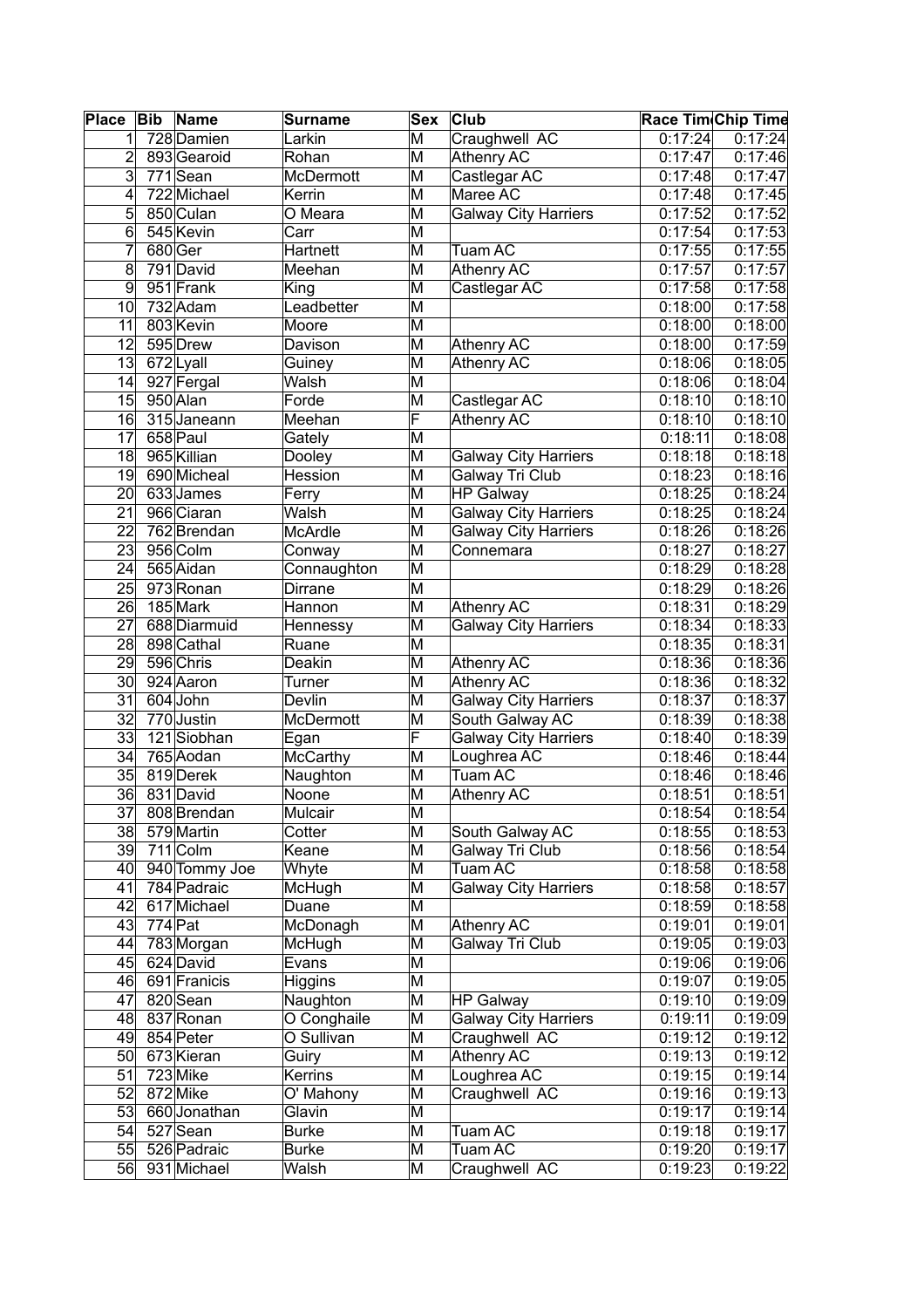| Place | Bib | Name | Surname | Sex | Club | Race Tim | Chip Time |
|---|---|---|---|---|---|---|---|
| 1 | 728 | Damien | Larkin | M | Craughwell AC | 0:17:24 | 0:17:24 |
| 2 | 893 | Gearoid | Rohan | M | Athenry AC | 0:17:47 | 0:17:46 |
| 3 | 771 | Sean | McDermott | M | Castlegar AC | 0:17:48 | 0:17:47 |
| 4 | 722 | Michael | Kerrin | M | Maree AC | 0:17:48 | 0:17:45 |
| 5 | 850 | Culan | O Meara | M | Galway City Harriers | 0:17:52 | 0:17:52 |
| 6 | 545 | Kevin | Carr | M | | 0:17:54 | 0:17:53 |
| 7 | 680 | Ger | Hartnett | M | Tuam AC | 0:17:55 | 0:17:55 |
| 8 | 791 | David | Meehan | M | Athenry AC | 0:17:57 | 0:17:57 |
| 9 | 951 | Frank | King | M | Castlegar AC | 0:17:58 | 0:17:58 |
| 10 | 732 | Adam | Leadbetter | M | | 0:18:00 | 0:17:58 |
| 11 | 803 | Kevin | Moore | M | | 0:18:00 | 0:18:00 |
| 12 | 595 | Drew | Davison | M | Athenry AC | 0:18:00 | 0:17:59 |
| 13 | 672 | Lyall | Guiney | M | Athenry AC | 0:18:06 | 0:18:05 |
| 14 | 927 | Fergal | Walsh | M | | 0:18:06 | 0:18:04 |
| 15 | 950 | Alan | Forde | M | Castlegar AC | 0:18:10 | 0:18:10 |
| 16 | 315 | Janeann | Meehan | F | Athenry AC | 0:18:10 | 0:18:10 |
| 17 | 658 | Paul | Gately | M | | 0:18:11 | 0:18:08 |
| 18 | 965 | Killian | Dooley | M | Galway City Harriers | 0:18:18 | 0:18:18 |
| 19 | 690 | Micheal | Hession | M | Galway Tri Club | 0:18:23 | 0:18:16 |
| 20 | 633 | James | Ferry | M | HP Galway | 0:18:25 | 0:18:24 |
| 21 | 966 | Ciaran | Walsh | M | Galway City Harriers | 0:18:25 | 0:18:24 |
| 22 | 762 | Brendan | McArdle | M | Galway City Harriers | 0:18:26 | 0:18:26 |
| 23 | 956 | Colm | Conway | M | Connemara | 0:18:27 | 0:18:27 |
| 24 | 565 | Aidan | Connaughton | M | | 0:18:29 | 0:18:28 |
| 25 | 973 | Ronan | Dirrane | M | | 0:18:29 | 0:18:26 |
| 26 | 185 | Mark | Hannon | M | Athenry AC | 0:18:31 | 0:18:29 |
| 27 | 688 | Diarmuid | Hennessy | M | Galway City Harriers | 0:18:34 | 0:18:33 |
| 28 | 898 | Cathal | Ruane | M | | 0:18:35 | 0:18:31 |
| 29 | 596 | Chris | Deakin | M | Athenry AC | 0:18:36 | 0:18:36 |
| 30 | 924 | Aaron | Turner | M | Athenry AC | 0:18:36 | 0:18:32 |
| 31 | 604 | John | Devlin | M | Galway City Harriers | 0:18:37 | 0:18:37 |
| 32 | 770 | Justin | McDermott | M | South Galway AC | 0:18:39 | 0:18:38 |
| 33 | 121 | Siobhan | Egan | F | Galway City Harriers | 0:18:40 | 0:18:39 |
| 34 | 765 | Aodan | McCarthy | M | Loughrea AC | 0:18:46 | 0:18:44 |
| 35 | 819 | Derek | Naughton | M | Tuam AC | 0:18:46 | 0:18:46 |
| 36 | 831 | David | Noone | M | Athenry AC | 0:18:51 | 0:18:51 |
| 37 | 808 | Brendan | Mulcair | M | | 0:18:54 | 0:18:54 |
| 38 | 579 | Martin | Cotter | M | South Galway AC | 0:18:55 | 0:18:53 |
| 39 | 711 | Colm | Keane | M | Galway Tri Club | 0:18:56 | 0:18:54 |
| 40 | 940 | Tommy Joe | Whyte | M | Tuam AC | 0:18:58 | 0:18:58 |
| 41 | 784 | Padraic | McHugh | M | Galway City Harriers | 0:18:58 | 0:18:57 |
| 42 | 617 | Michael | Duane | M | | 0:18:59 | 0:18:58 |
| 43 | 774 | Pat | McDonagh | M | Athenry AC | 0:19:01 | 0:19:01 |
| 44 | 783 | Morgan | McHugh | M | Galway Tri Club | 0:19:05 | 0:19:03 |
| 45 | 624 | David | Evans | M | | 0:19:06 | 0:19:06 |
| 46 | 691 | Franicis | Higgins | M | | 0:19:07 | 0:19:05 |
| 47 | 820 | Sean | Naughton | M | HP Galway | 0:19:10 | 0:19:09 |
| 48 | 837 | Ronan | O Conghaile | M | Galway City Harriers | 0:19:11 | 0:19:09 |
| 49 | 854 | Peter | O Sullivan | M | Craughwell AC | 0:19:12 | 0:19:12 |
| 50 | 673 | Kieran | Guiry | M | Athenry AC | 0:19:13 | 0:19:12 |
| 51 | 723 | Mike | Kerrins | M | Loughrea AC | 0:19:15 | 0:19:14 |
| 52 | 872 | Mike | O' Mahony | M | Craughwell AC | 0:19:16 | 0:19:13 |
| 53 | 660 | Jonathan | Glavin | M | | 0:19:17 | 0:19:14 |
| 54 | 527 | Sean | Burke | M | Tuam AC | 0:19:18 | 0:19:17 |
| 55 | 526 | Padraic | Burke | M | Tuam AC | 0:19:20 | 0:19:17 |
| 56 | 931 | Michael | Walsh | M | Craughwell AC | 0:19:23 | 0:19:22 |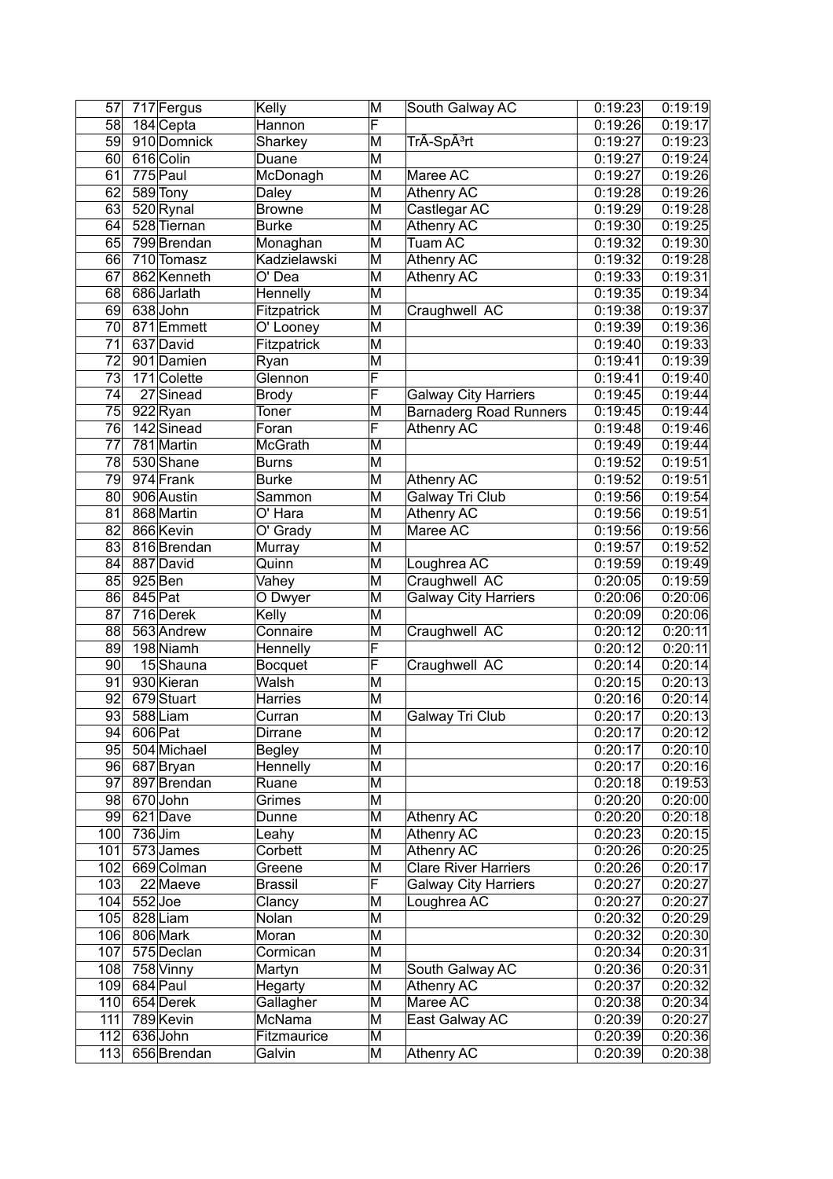| 57 | 717 | Fergus | Kelly | M | South Galway AC | 0:19:23 | 0:19:19 |
|---|---|---|---|---|---|---|---|
| 58 | 184 | Cepta | Hannon | F | | 0:19:26 | 0:19:17 |
| 59 | 910 | Domnick | Sharkey | M | TrÃ-SpÃ³rt | 0:19:27 | 0:19:23 |
| 60 | 616 | Colin | Duane | M | | 0:19:27 | 0:19:24 |
| 61 | 775 | Paul | McDonagh | M | Maree AC | 0:19:27 | 0:19:26 |
| 62 | 589 | Tony | Daley | M | Athenry AC | 0:19:28 | 0:19:26 |
| 63 | 520 | Rynal | Browne | M | Castlegar AC | 0:19:29 | 0:19:28 |
| 64 | 528 | Tiernan | Burke | M | Athenry AC | 0:19:30 | 0:19:25 |
| 65 | 799 | Brendan | Monaghan | M | Tuam AC | 0:19:32 | 0:19:30 |
| 66 | 710 | Tomasz | Kadzielawski | M | Athenry AC | 0:19:32 | 0:19:28 |
| 67 | 862 | Kenneth | O' Dea | M | Athenry AC | 0:19:33 | 0:19:31 |
| 68 | 686 | Jarlath | Hennelly | M | | 0:19:35 | 0:19:34 |
| 69 | 638 | John | Fitzpatrick | M | Craughwell AC | 0:19:38 | 0:19:37 |
| 70 | 871 | Emmett | O' Looney | M | | 0:19:39 | 0:19:36 |
| 71 | 637 | David | Fitzpatrick | M | | 0:19:40 | 0:19:33 |
| 72 | 901 | Damien | Ryan | M | | 0:19:41 | 0:19:39 |
| 73 | 171 | Colette | Glennon | F | | 0:19:41 | 0:19:40 |
| 74 | 27 | Sinead | Brody | F | Galway City Harriers | 0:19:45 | 0:19:44 |
| 75 | 922 | Ryan | Toner | M | Barnaderg Road Runners | 0:19:45 | 0:19:44 |
| 76 | 142 | Sinead | Foran | F | Athenry AC | 0:19:48 | 0:19:46 |
| 77 | 781 | Martin | McGrath | M | | 0:19:49 | 0:19:44 |
| 78 | 530 | Shane | Burns | M | | 0:19:52 | 0:19:51 |
| 79 | 974 | Frank | Burke | M | Athenry AC | 0:19:52 | 0:19:51 |
| 80 | 906 | Austin | Sammon | M | Galway Tri Club | 0:19:56 | 0:19:54 |
| 81 | 868 | Martin | O' Hara | M | Athenry AC | 0:19:56 | 0:19:51 |
| 82 | 866 | Kevin | O' Grady | M | Maree AC | 0:19:56 | 0:19:56 |
| 83 | 816 | Brendan | Murray | M | | 0:19:57 | 0:19:52 |
| 84 | 887 | David | Quinn | M | Loughrea AC | 0:19:59 | 0:19:49 |
| 85 | 925 | Ben | Vahey | M | Craughwell AC | 0:20:05 | 0:19:59 |
| 86 | 845 | Pat | O Dwyer | M | Galway City Harriers | 0:20:06 | 0:20:06 |
| 87 | 716 | Derek | Kelly | M | | 0:20:09 | 0:20:06 |
| 88 | 563 | Andrew | Connaire | M | Craughwell AC | 0:20:12 | 0:20:11 |
| 89 | 198 | Niamh | Hennelly | F | | 0:20:12 | 0:20:11 |
| 90 | 15 | Shauna | Bocquet | F | Craughwell AC | 0:20:14 | 0:20:14 |
| 91 | 930 | Kieran | Walsh | M | | 0:20:15 | 0:20:13 |
| 92 | 679 | Stuart | Harries | M | | 0:20:16 | 0:20:14 |
| 93 | 588 | Liam | Curran | M | Galway Tri Club | 0:20:17 | 0:20:13 |
| 94 | 606 | Pat | Dirrane | M | | 0:20:17 | 0:20:12 |
| 95 | 504 | Michael | Begley | M | | 0:20:17 | 0:20:10 |
| 96 | 687 | Bryan | Hennelly | M | | 0:20:17 | 0:20:16 |
| 97 | 897 | Brendan | Ruane | M | | 0:20:18 | 0:19:53 |
| 98 | 670 | John | Grimes | M | | 0:20:20 | 0:20:00 |
| 99 | 621 | Dave | Dunne | M | Athenry AC | 0:20:20 | 0:20:18 |
| 100 | 736 | Jim | Leahy | M | Athenry AC | 0:20:23 | 0:20:15 |
| 101 | 573 | James | Corbett | M | Athenry AC | 0:20:26 | 0:20:25 |
| 102 | 669 | Colman | Greene | M | Clare River Harriers | 0:20:26 | 0:20:17 |
| 103 | 22 | Maeve | Brassil | F | Galway City Harriers | 0:20:27 | 0:20:27 |
| 104 | 552 | Joe | Clancy | M | Loughrea AC | 0:20:27 | 0:20:27 |
| 105 | 828 | Liam | Nolan | M | | 0:20:32 | 0:20:29 |
| 106 | 806 | Mark | Moran | M | | 0:20:32 | 0:20:30 |
| 107 | 575 | Declan | Cormican | M | | 0:20:34 | 0:20:31 |
| 108 | 758 | Vinny | Martyn | M | South Galway AC | 0:20:36 | 0:20:31 |
| 109 | 684 | Paul | Hegarty | M | Athenry AC | 0:20:37 | 0:20:32 |
| 110 | 654 | Derek | Gallagher | M | Maree AC | 0:20:38 | 0:20:34 |
| 111 | 789 | Kevin | McNama | M | East Galway AC | 0:20:39 | 0:20:27 |
| 112 | 636 | John | Fitzmaurice | M | | 0:20:39 | 0:20:36 |
| 113 | 656 | Brendan | Galvin | M | Athenry AC | 0:20:39 | 0:20:38 |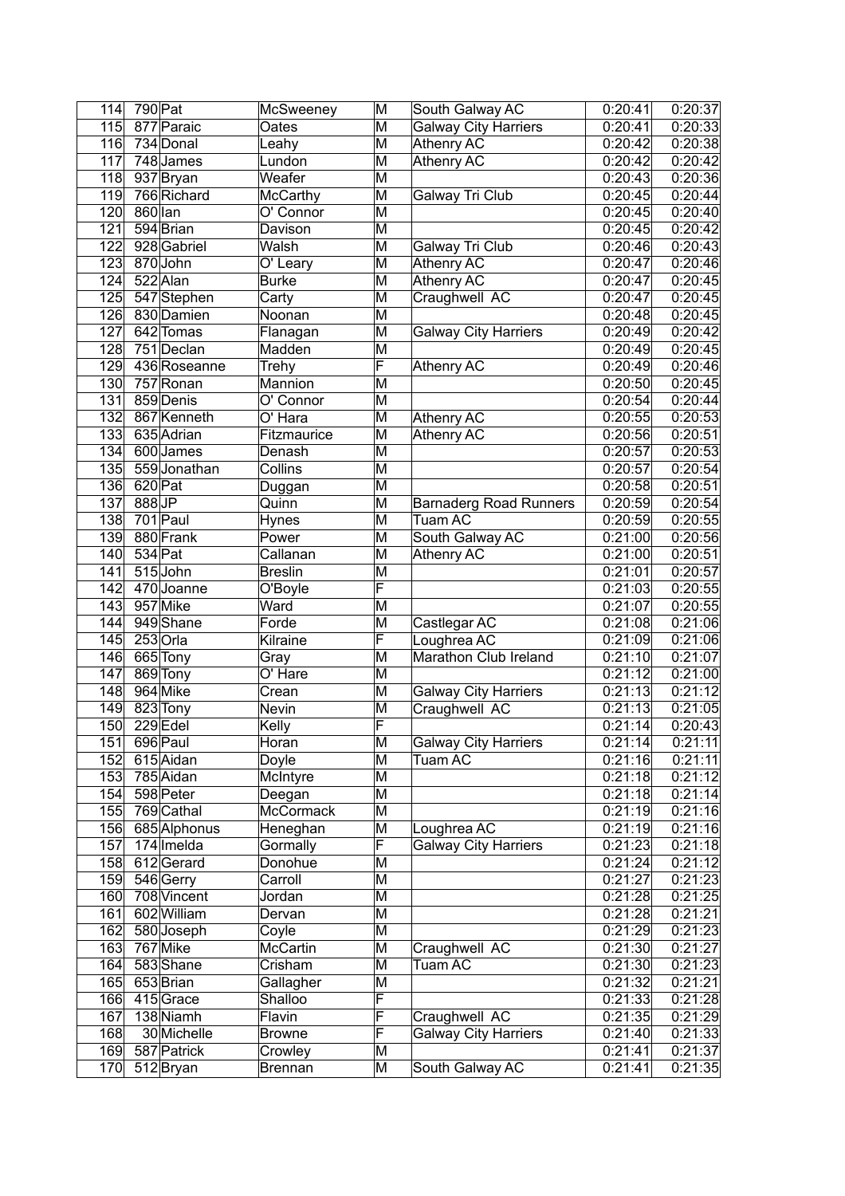| 114 | 790 | Pat | McSweeney | M | South Galway AC | 0:20:41 | 0:20:37 |
|---|---|---|---|---|---|---|---|
| 115 | 877 | Paraic | Oates | M | Galway City Harriers | 0:20:41 | 0:20:33 |
| 116 | 734 | Donal | Leahy | M | Athenry AC | 0:20:42 | 0:20:38 |
| 117 | 748 | James | Lundon | M | Athenry AC | 0:20:42 | 0:20:42 |
| 118 | 937 | Bryan | Weafer | M | | 0:20:43 | 0:20:36 |
| 119 | 766 | Richard | McCarthy | M | Galway Tri Club | 0:20:45 | 0:20:44 |
| 120 | 860 | Ian | O' Connor | M | | 0:20:45 | 0:20:40 |
| 121 | 594 | Brian | Davison | M | | 0:20:45 | 0:20:42 |
| 122 | 928 | Gabriel | Walsh | M | Galway Tri Club | 0:20:46 | 0:20:43 |
| 123 | 870 | John | O' Leary | M | Athenry AC | 0:20:47 | 0:20:46 |
| 124 | 522 | Alan | Burke | M | Athenry AC | 0:20:47 | 0:20:45 |
| 125 | 547 | Stephen | Carty | M | Craughwell AC | 0:20:47 | 0:20:45 |
| 126 | 830 | Damien | Noonan | M | | 0:20:48 | 0:20:45 |
| 127 | 642 | Tomas | Flanagan | M | Galway City Harriers | 0:20:49 | 0:20:42 |
| 128 | 751 | Declan | Madden | M | | 0:20:49 | 0:20:45 |
| 129 | 436 | Roseanne | Trehy | F | Athenry AC | 0:20:49 | 0:20:46 |
| 130 | 757 | Ronan | Mannion | M | | 0:20:50 | 0:20:45 |
| 131 | 859 | Denis | O' Connor | M | | 0:20:54 | 0:20:44 |
| 132 | 867 | Kenneth | O' Hara | M | Athenry AC | 0:20:55 | 0:20:53 |
| 133 | 635 | Adrian | Fitzmaurice | M | Athenry AC | 0:20:56 | 0:20:51 |
| 134 | 600 | James | Denash | M | | 0:20:57 | 0:20:53 |
| 135 | 559 | Jonathan | Collins | M | | 0:20:57 | 0:20:54 |
| 136 | 620 | Pat | Duggan | M | | 0:20:58 | 0:20:51 |
| 137 | 888 | JP | Quinn | M | Barnaderg Road Runners | 0:20:59 | 0:20:54 |
| 138 | 701 | Paul | Hynes | M | Tuam AC | 0:20:59 | 0:20:55 |
| 139 | 880 | Frank | Power | M | South Galway AC | 0:21:00 | 0:20:56 |
| 140 | 534 | Pat | Callanan | M | Athenry AC | 0:21:00 | 0:20:51 |
| 141 | 515 | John | Breslin | M | | 0:21:01 | 0:20:57 |
| 142 | 470 | Joanne | O'Boyle | F | | 0:21:03 | 0:20:55 |
| 143 | 957 | Mike | Ward | M | | 0:21:07 | 0:20:55 |
| 144 | 949 | Shane | Forde | M | Castlegar AC | 0:21:08 | 0:21:06 |
| 145 | 253 | Orla | Kilraine | F | Loughrea AC | 0:21:09 | 0:21:06 |
| 146 | 665 | Tony | Gray | M | Marathon Club Ireland | 0:21:10 | 0:21:07 |
| 147 | 869 | Tony | O' Hare | M | | 0:21:12 | 0:21:00 |
| 148 | 964 | Mike | Crean | M | Galway City Harriers | 0:21:13 | 0:21:12 |
| 149 | 823 | Tony | Nevin | M | Craughwell AC | 0:21:13 | 0:21:05 |
| 150 | 229 | Edel | Kelly | F | | 0:21:14 | 0:20:43 |
| 151 | 696 | Paul | Horan | M | Galway City Harriers | 0:21:14 | 0:21:11 |
| 152 | 615 | Aidan | Doyle | M | Tuam AC | 0:21:16 | 0:21:11 |
| 153 | 785 | Aidan | McIntyre | M | | 0:21:18 | 0:21:12 |
| 154 | 598 | Peter | Deegan | M | | 0:21:18 | 0:21:14 |
| 155 | 769 | Cathal | McCormack | M | | 0:21:19 | 0:21:16 |
| 156 | 685 | Alphonus | Heneghan | M | Loughrea AC | 0:21:19 | 0:21:16 |
| 157 | 174 | Imelda | Gormally | F | Galway City Harriers | 0:21:23 | 0:21:18 |
| 158 | 612 | Gerard | Donohue | M | | 0:21:24 | 0:21:12 |
| 159 | 546 | Gerry | Carroll | M | | 0:21:27 | 0:21:23 |
| 160 | 708 | Vincent | Jordan | M | | 0:21:28 | 0:21:25 |
| 161 | 602 | William | Dervan | M | | 0:21:28 | 0:21:21 |
| 162 | 580 | Joseph | Coyle | M | | 0:21:29 | 0:21:23 |
| 163 | 767 | Mike | McCartin | M | Craughwell AC | 0:21:30 | 0:21:27 |
| 164 | 583 | Shane | Crisham | M | Tuam AC | 0:21:30 | 0:21:23 |
| 165 | 653 | Brian | Gallagher | M | | 0:21:32 | 0:21:21 |
| 166 | 415 | Grace | Shalloo | F | | 0:21:33 | 0:21:28 |
| 167 | 138 | Niamh | Flavin | F | Craughwell AC | 0:21:35 | 0:21:29 |
| 168 | 30 | Michelle | Browne | F | Galway City Harriers | 0:21:40 | 0:21:33 |
| 169 | 587 | Patrick | Crowley | M | | 0:21:41 | 0:21:37 |
| 170 | 512 | Bryan | Brennan | M | South Galway AC | 0:21:41 | 0:21:35 |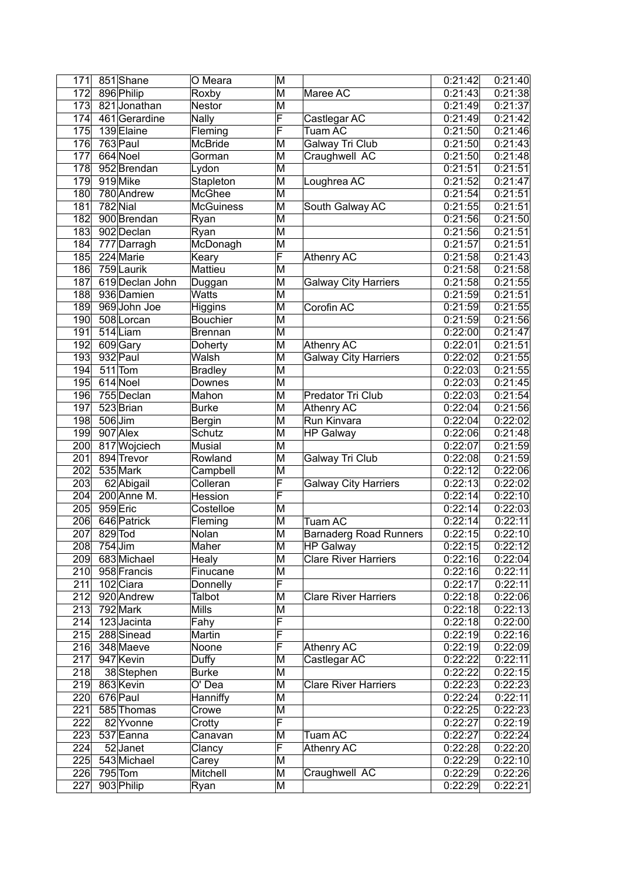| 171 | 851 | Shane | O Meara | M | | 0:21:42 | 0:21:40 |
|---|---|---|---|---|---|---|---|
| 172 | 896 | Philip | Roxby | M | Maree AC | 0:21:43 | 0:21:38 |
| 173 | 821 | Jonathan | Nestor | M | | 0:21:49 | 0:21:37 |
| 174 | 461 | Gerardine | Nally | F | Castlegar AC | 0:21:49 | 0:21:42 |
| 175 | 139 | Elaine | Fleming | F | Tuam AC | 0:21:50 | 0:21:46 |
| 176 | 763 | Paul | McBride | M | Galway Tri Club | 0:21:50 | 0:21:43 |
| 177 | 664 | Noel | Gorman | M | Craughwell AC | 0:21:50 | 0:21:48 |
| 178 | 952 | Brendan | Lydon | M | | 0:21:51 | 0:21:51 |
| 179 | 919 | Mike | Stapleton | M | Loughrea AC | 0:21:52 | 0:21:47 |
| 180 | 780 | Andrew | McGhee | M | | 0:21:54 | 0:21:51 |
| 181 | 782 | Nial | McGuiness | M | South Galway AC | 0:21:55 | 0:21:51 |
| 182 | 900 | Brendan | Ryan | M | | 0:21:56 | 0:21:50 |
| 183 | 902 | Declan | Ryan | M | | 0:21:56 | 0:21:51 |
| 184 | 777 | Darragh | McDonagh | M | | 0:21:57 | 0:21:51 |
| 185 | 224 | Marie | Keary | F | Athenry AC | 0:21:58 | 0:21:43 |
| 186 | 759 | Laurik | Mattieu | M | | 0:21:58 | 0:21:58 |
| 187 | 619 | Declan John | Duggan | M | Galway City Harriers | 0:21:58 | 0:21:55 |
| 188 | 936 | Damien | Watts | M | | 0:21:59 | 0:21:51 |
| 189 | 969 | John Joe | Higgins | M | Corofin AC | 0:21:59 | 0:21:55 |
| 190 | 508 | Lorcan | Bouchier | M | | 0:21:59 | 0:21:56 |
| 191 | 514 | Liam | Brennan | M | | 0:22:00 | 0:21:47 |
| 192 | 609 | Gary | Doherty | M | Athenry AC | 0:22:01 | 0:21:51 |
| 193 | 932 | Paul | Walsh | M | Galway City Harriers | 0:22:02 | 0:21:55 |
| 194 | 511 | Tom | Bradley | M | | 0:22:03 | 0:21:55 |
| 195 | 614 | Noel | Downes | M | | 0:22:03 | 0:21:45 |
| 196 | 755 | Declan | Mahon | M | Predator Tri Club | 0:22:03 | 0:21:54 |
| 197 | 523 | Brian | Burke | M | Athenry AC | 0:22:04 | 0:21:56 |
| 198 | 506 | Jim | Bergin | M | Run Kinvara | 0:22:04 | 0:22:02 |
| 199 | 907 | Alex | Schutz | M | HP Galway | 0:22:06 | 0:21:48 |
| 200 | 817 | Wojciech | Musial | M | | 0:22:07 | 0:21:59 |
| 201 | 894 | Trevor | Rowland | M | Galway Tri Club | 0:22:08 | 0:21:59 |
| 202 | 535 | Mark | Campbell | M | | 0:22:12 | 0:22:06 |
| 203 | 62 | Abigail | Colleran | F | Galway City Harriers | 0:22:13 | 0:22:02 |
| 204 | 200 | Anne M. | Hession | F | | 0:22:14 | 0:22:10 |
| 205 | 959 | Eric | Costelloe | M | | 0:22:14 | 0:22:03 |
| 206 | 646 | Patrick | Fleming | M | Tuam AC | 0:22:14 | 0:22:11 |
| 207 | 829 | Tod | Nolan | M | Barnaderg Road Runners | 0:22:15 | 0:22:10 |
| 208 | 754 | Jim | Maher | M | HP Galway | 0:22:15 | 0:22:12 |
| 209 | 683 | Michael | Healy | M | Clare River Harriers | 0:22:16 | 0:22:04 |
| 210 | 958 | Francis | Finucane | M | | 0:22:16 | 0:22:11 |
| 211 | 102 | Ciara | Donnelly | F | | 0:22:17 | 0:22:11 |
| 212 | 920 | Andrew | Talbot | M | Clare River Harriers | 0:22:18 | 0:22:06 |
| 213 | 792 | Mark | Mills | M | | 0:22:18 | 0:22:13 |
| 214 | 123 | Jacinta | Fahy | F | | 0:22:18 | 0:22:00 |
| 215 | 288 | Sinead | Martin | F | | 0:22:19 | 0:22:16 |
| 216 | 348 | Maeve | Noone | F | Athenry AC | 0:22:19 | 0:22:09 |
| 217 | 947 | Kevin | Duffy | M | Castlegar AC | 0:22:22 | 0:22:11 |
| 218 | 38 | Stephen | Burke | M | | 0:22:22 | 0:22:15 |
| 219 | 863 | Kevin | O' Dea | M | Clare River Harriers | 0:22:23 | 0:22:23 |
| 220 | 676 | Paul | Hanniffy | M | | 0:22:24 | 0:22:11 |
| 221 | 585 | Thomas | Crowe | M | | 0:22:25 | 0:22:23 |
| 222 | 82 | Yvonne | Crotty | F | | 0:22:27 | 0:22:19 |
| 223 | 537 | Eanna | Canavan | M | Tuam AC | 0:22:27 | 0:22:24 |
| 224 | 52 | Janet | Clancy | F | Athenry AC | 0:22:28 | 0:22:20 |
| 225 | 543 | Michael | Carey | M | | 0:22:29 | 0:22:10 |
| 226 | 795 | Tom | Mitchell | M | Craughwell AC | 0:22:29 | 0:22:26 |
| 227 | 903 | Philip | Ryan | M | | 0:22:29 | 0:22:21 |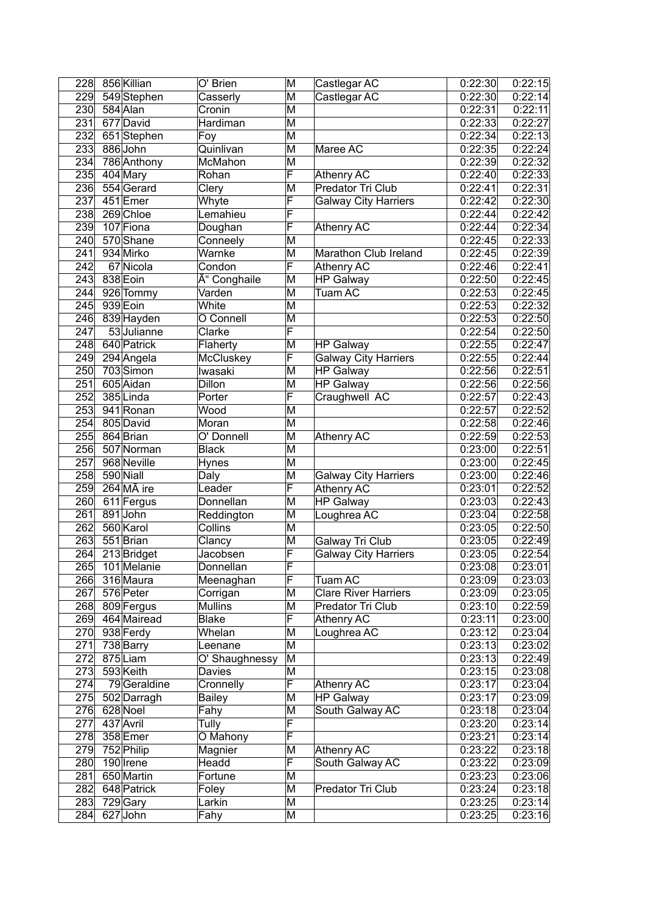| | | | | | | | |
|---|---|---|---|---|---|---|---|
| 228 | 856 | Killian | O' Brien | M | Castlegar AC | 0:22:30 | 0:22:15 |
| 229 | 549 | Stephen | Casserly | M | Castlegar AC | 0:22:30 | 0:22:14 |
| 230 | 584 | Alan | Cronin | M | | 0:22:31 | 0:22:11 |
| 231 | 677 | David | Hardiman | M | | 0:22:33 | 0:22:27 |
| 232 | 651 | Stephen | Foy | M | | 0:22:34 | 0:22:13 |
| 233 | 886 | John | Quinlivan | M | Maree AC | 0:22:35 | 0:22:24 |
| 234 | 786 | Anthony | McMahon | M | | 0:22:39 | 0:22:32 |
| 235 | 404 | Mary | Rohan | F | Athenry AC | 0:22:40 | 0:22:33 |
| 236 | 554 | Gerard | Clery | M | Predator Tri Club | 0:22:41 | 0:22:31 |
| 237 | 451 | Emer | Whyte | F | Galway City Harriers | 0:22:42 | 0:22:30 |
| 238 | 269 | Chloe | Lemahieu | F | | 0:22:44 | 0:22:42 |
| 239 | 107 | Fiona | Doughan | F | Athenry AC | 0:22:44 | 0:22:34 |
| 240 | 570 | Shane | Conneely | M | | 0:22:45 | 0:22:33 |
| 241 | 934 | Mirko | Warnke | M | Marathon Club Ireland | 0:22:45 | 0:22:39 |
| 242 | 67 | Nicola | Condon | F | Athenry AC | 0:22:46 | 0:22:41 |
| 243 | 838 | Eoin | Ã“ Conghaile | M | HP Galway | 0:22:50 | 0:22:45 |
| 244 | 926 | Tommy | Varden | M | Tuam AC | 0:22:53 | 0:22:45 |
| 245 | 939 | Eoin | White | M | | 0:22:53 | 0:22:32 |
| 246 | 839 | Hayden | O Connell | M | | 0:22:53 | 0:22:50 |
| 247 | 53 | Julianne | Clarke | F | | 0:22:54 | 0:22:50 |
| 248 | 640 | Patrick | Flaherty | M | HP Galway | 0:22:55 | 0:22:47 |
| 249 | 294 | Angela | McCluskey | F | Galway City Harriers | 0:22:55 | 0:22:44 |
| 250 | 703 | Simon | Iwasaki | M | HP Galway | 0:22:56 | 0:22:51 |
| 251 | 605 | Aidan | Dillon | M | HP Galway | 0:22:56 | 0:22:56 |
| 252 | 385 | Linda | Porter | F | Craughwell AC | 0:22:57 | 0:22:43 |
| 253 | 941 | Ronan | Wood | M | | 0:22:57 | 0:22:52 |
| 254 | 805 | David | Moran | M | | 0:22:58 | 0:22:46 |
| 255 | 864 | Brian | O' Donnell | M | Athenry AC | 0:22:59 | 0:22:53 |
| 256 | 507 | Norman | Black | M | | 0:23:00 | 0:22:51 |
| 257 | 968 | Neville | Hynes | M | | 0:23:00 | 0:22:45 |
| 258 | 590 | Niall | Daly | M | Galway City Harriers | 0:23:00 | 0:22:46 |
| 259 | 264 | MÃ ire | Leader | F | Athenry AC | 0:23:01 | 0:22:52 |
| 260 | 611 | Fergus | Donnellan | M | HP Galway | 0:23:03 | 0:22:43 |
| 261 | 891 | John | Reddington | M | Loughrea AC | 0:23:04 | 0:22:58 |
| 262 | 560 | Karol | Collins | M | | 0:23:05 | 0:22:50 |
| 263 | 551 | Brian | Clancy | M | Galway Tri Club | 0:23:05 | 0:22:49 |
| 264 | 213 | Bridget | Jacobsen | F | Galway City Harriers | 0:23:05 | 0:22:54 |
| 265 | 101 | Melanie | Donnellan | F | | 0:23:08 | 0:23:01 |
| 266 | 316 | Maura | Meenaghan | F | Tuam AC | 0:23:09 | 0:23:03 |
| 267 | 576 | Peter | Corrigan | M | Clare River Harriers | 0:23:09 | 0:23:05 |
| 268 | 809 | Fergus | Mullins | M | Predator Tri Club | 0:23:10 | 0:22:59 |
| 269 | 464 | Mairead | Blake | F | Athenry AC | 0:23:11 | 0:23:00 |
| 270 | 938 | Ferdy | Whelan | M | Loughrea AC | 0:23:12 | 0:23:04 |
| 271 | 738 | Barry | Leenane | M | | 0:23:13 | 0:23:02 |
| 272 | 875 | Liam | O' Shaughnessy | M | | 0:23:13 | 0:22:49 |
| 273 | 593 | Keith | Davies | M | | 0:23:15 | 0:23:08 |
| 274 | 79 | Geraldine | Cronnelly | F | Athenry AC | 0:23:17 | 0:23:04 |
| 275 | 502 | Darragh | Bailey | M | HP Galway | 0:23:17 | 0:23:09 |
| 276 | 628 | Noel | Fahy | M | South Galway AC | 0:23:18 | 0:23:04 |
| 277 | 437 | Avril | Tully | F | | 0:23:20 | 0:23:14 |
| 278 | 358 | Emer | O Mahony | F | | 0:23:21 | 0:23:14 |
| 279 | 752 | Philip | Magnier | M | Athenry AC | 0:23:22 | 0:23:18 |
| 280 | 190 | Irene | Headd | F | South Galway AC | 0:23:22 | 0:23:09 |
| 281 | 650 | Martin | Fortune | M | | 0:23:23 | 0:23:06 |
| 282 | 648 | Patrick | Foley | M | Predator Tri Club | 0:23:24 | 0:23:18 |
| 283 | 729 | Gary | Larkin | M | | 0:23:25 | 0:23:14 |
| 284 | 627 | John | Fahy | M | | 0:23:25 | 0:23:16 |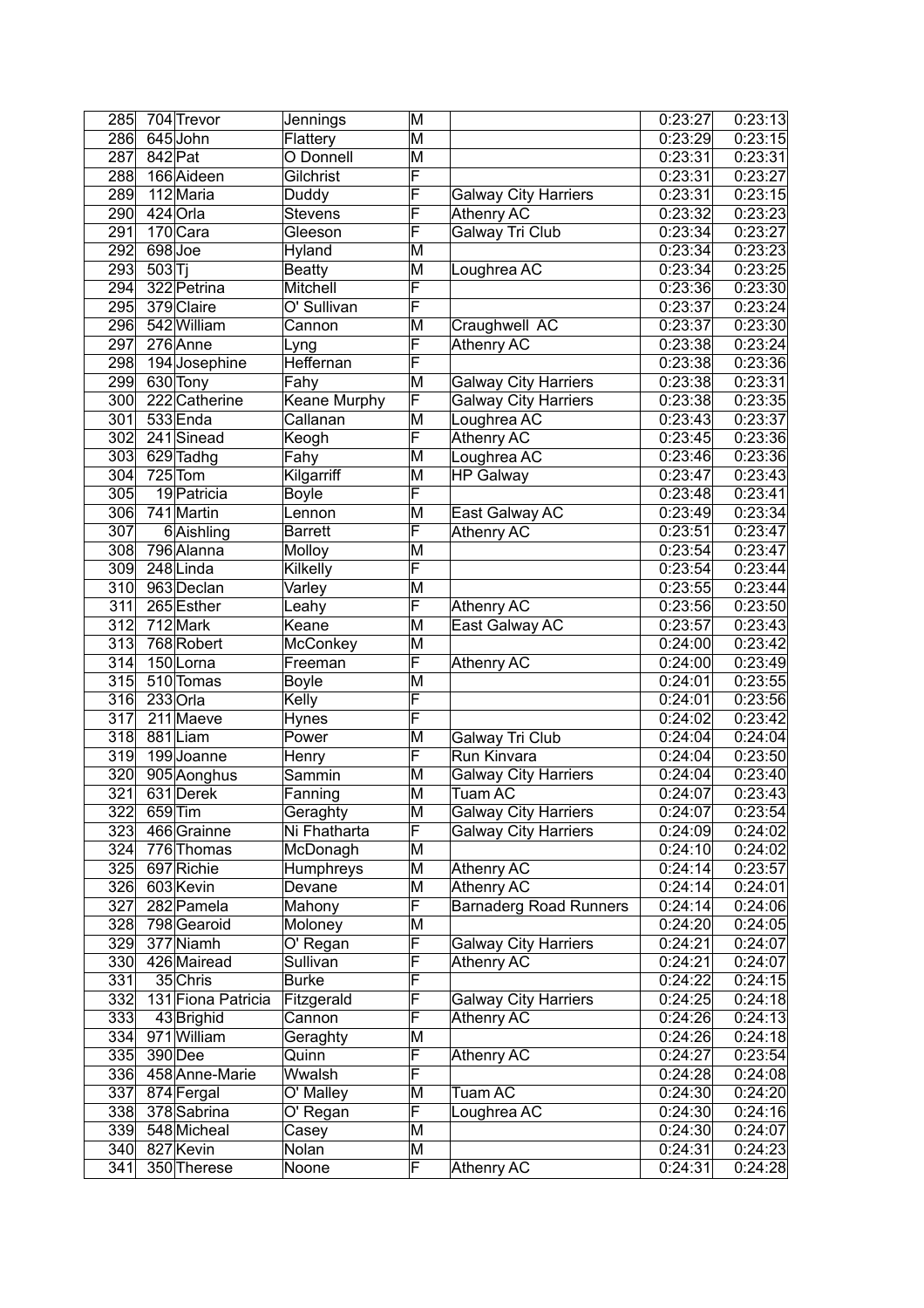| 285 | 704 | Trevor | Jennings | M | | 0:23:27 | 0:23:13 |
|---|---|---|---|---|---|---|---|
| 286 | 645 | John | Flattery | M | | 0:23:29 | 0:23:15 |
| 287 | 842 | Pat | O Donnell | M | | 0:23:31 | 0:23:31 |
| 288 | 166 | Aideen | Gilchrist | F | | 0:23:31 | 0:23:27 |
| 289 | 112 | Maria | Duddy | F | Galway City Harriers | 0:23:31 | 0:23:15 |
| 290 | 424 | Orla | Stevens | F | Athenry AC | 0:23:32 | 0:23:23 |
| 291 | 170 | Cara | Gleeson | F | Galway Tri Club | 0:23:34 | 0:23:27 |
| 292 | 698 | Joe | Hyland | M | | 0:23:34 | 0:23:23 |
| 293 | 503 | Tj | Beatty | M | Loughrea AC | 0:23:34 | 0:23:25 |
| 294 | 322 | Petrina | Mitchell | F | | 0:23:36 | 0:23:30 |
| 295 | 379 | Claire | O' Sullivan | F | | 0:23:37 | 0:23:24 |
| 296 | 542 | William | Cannon | M | Craughwell AC | 0:23:37 | 0:23:30 |
| 297 | 276 | Anne | Lyng | F | Athenry AC | 0:23:38 | 0:23:24 |
| 298 | 194 | Josephine | Heffernan | F | | 0:23:38 | 0:23:36 |
| 299 | 630 | Tony | Fahy | M | Galway City Harriers | 0:23:38 | 0:23:31 |
| 300 | 222 | Catherine | Keane Murphy | F | Galway City Harriers | 0:23:38 | 0:23:35 |
| 301 | 533 | Enda | Callanan | M | Loughrea AC | 0:23:43 | 0:23:37 |
| 302 | 241 | Sinead | Keogh | F | Athenry AC | 0:23:45 | 0:23:36 |
| 303 | 629 | Tadhg | Fahy | M | Loughrea AC | 0:23:46 | 0:23:36 |
| 304 | 725 | Tom | Kilgarriff | M | HP Galway | 0:23:47 | 0:23:43 |
| 305 | 19 | Patricia | Boyle | F | | 0:23:48 | 0:23:41 |
| 306 | 741 | Martin | Lennon | M | East Galway AC | 0:23:49 | 0:23:34 |
| 307 | 6 | Aishling | Barrett | F | Athenry AC | 0:23:51 | 0:23:47 |
| 308 | 796 | Alanna | Molloy | M | | 0:23:54 | 0:23:47 |
| 309 | 248 | Linda | Kilkelly | F | | 0:23:54 | 0:23:44 |
| 310 | 963 | Declan | Varley | M | | 0:23:55 | 0:23:44 |
| 311 | 265 | Esther | Leahy | F | Athenry AC | 0:23:56 | 0:23:50 |
| 312 | 712 | Mark | Keane | M | East Galway AC | 0:23:57 | 0:23:43 |
| 313 | 768 | Robert | McConkey | M | | 0:24:00 | 0:23:42 |
| 314 | 150 | Lorna | Freeman | F | Athenry AC | 0:24:00 | 0:23:49 |
| 315 | 510 | Tomas | Boyle | M | | 0:24:01 | 0:23:55 |
| 316 | 233 | Orla | Kelly | F | | 0:24:01 | 0:23:56 |
| 317 | 211 | Maeve | Hynes | F | | 0:24:02 | 0:23:42 |
| 318 | 881 | Liam | Power | M | Galway Tri Club | 0:24:04 | 0:24:04 |
| 319 | 199 | Joanne | Henry | F | Run Kinvara | 0:24:04 | 0:23:50 |
| 320 | 905 | Aonghus | Sammin | M | Galway City Harriers | 0:24:04 | 0:23:40 |
| 321 | 631 | Derek | Fanning | M | Tuam AC | 0:24:07 | 0:23:43 |
| 322 | 659 | Tim | Geraghty | M | Galway City Harriers | 0:24:07 | 0:23:54 |
| 323 | 466 | Grainne | Ni Fhatharta | F | Galway City Harriers | 0:24:09 | 0:24:02 |
| 324 | 776 | Thomas | McDonagh | M | | 0:24:10 | 0:24:02 |
| 325 | 697 | Richie | Humphreys | M | Athenry AC | 0:24:14 | 0:23:57 |
| 326 | 603 | Kevin | Devane | M | Athenry AC | 0:24:14 | 0:24:01 |
| 327 | 282 | Pamela | Mahony | F | Barnaderg Road Runners | 0:24:14 | 0:24:06 |
| 328 | 798 | Gearoid | Moloney | M | | 0:24:20 | 0:24:05 |
| 329 | 377 | Niamh | O' Regan | F | Galway City Harriers | 0:24:21 | 0:24:07 |
| 330 | 426 | Mairead | Sullivan | F | Athenry AC | 0:24:21 | 0:24:07 |
| 331 | 35 | Chris | Burke | F | | 0:24:22 | 0:24:15 |
| 332 | 131 | Fiona Patricia | Fitzgerald | F | Galway City Harriers | 0:24:25 | 0:24:18 |
| 333 | 43 | Brighid | Cannon | F | Athenry AC | 0:24:26 | 0:24:13 |
| 334 | 971 | William | Geraghty | M | | 0:24:26 | 0:24:18 |
| 335 | 390 | Dee | Quinn | F | Athenry AC | 0:24:27 | 0:23:54 |
| 336 | 458 | Anne-Marie | Wwalsh | F | | 0:24:28 | 0:24:08 |
| 337 | 874 | Fergal | O' Malley | M | Tuam AC | 0:24:30 | 0:24:20 |
| 338 | 378 | Sabrina | O' Regan | F | Loughrea AC | 0:24:30 | 0:24:16 |
| 339 | 548 | Micheal | Casey | M | | 0:24:30 | 0:24:07 |
| 340 | 827 | Kevin | Nolan | M | | 0:24:31 | 0:24:23 |
| 341 | 350 | Therese | Noone | F | Athenry AC | 0:24:31 | 0:24:28 |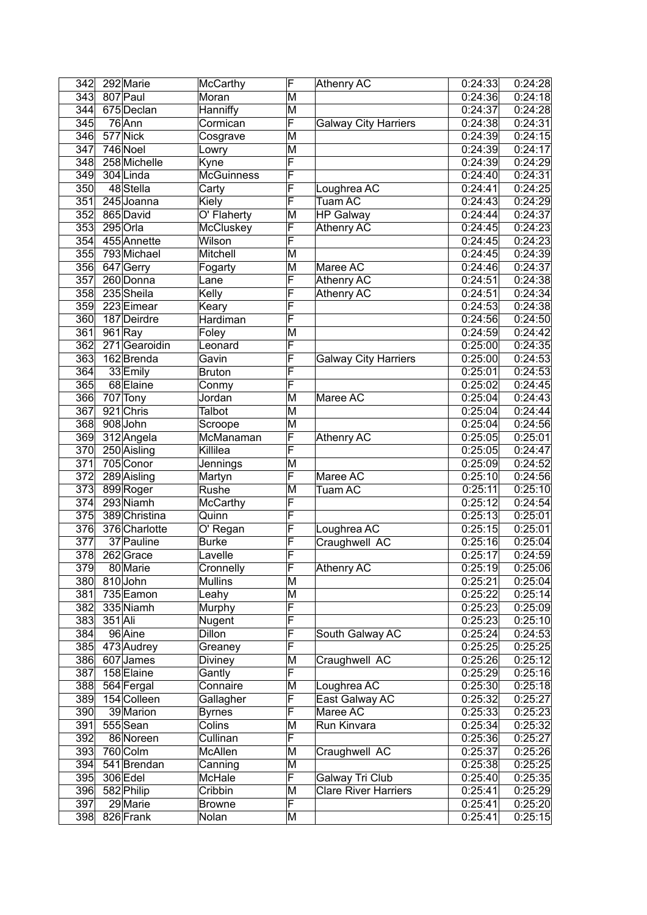| | | | | | | | |
|---|---|---|---|---|---|---|---|
| 342 | 292 | Marie | McCarthy | F | Athenry AC | 0:24:33 | 0:24:28 |
| 343 | 807 | Paul | Moran | M | | 0:24:36 | 0:24:18 |
| 344 | 675 | Declan | Hanniffy | M | | 0:24:37 | 0:24:28 |
| 345 | 76 | Ann | Cormican | F | Galway City Harriers | 0:24:38 | 0:24:31 |
| 346 | 577 | Nick | Cosgrave | M | | 0:24:39 | 0:24:15 |
| 347 | 746 | Noel | Lowry | M | | 0:24:39 | 0:24:17 |
| 348 | 258 | Michelle | Kyne | F | | 0:24:39 | 0:24:29 |
| 349 | 304 | Linda | McGuinness | F | | 0:24:40 | 0:24:31 |
| 350 | 48 | Stella | Carty | F | Loughrea AC | 0:24:41 | 0:24:25 |
| 351 | 245 | Joanna | Kiely | F | Tuam AC | 0:24:43 | 0:24:29 |
| 352 | 865 | David | O' Flaherty | M | HP Galway | 0:24:44 | 0:24:37 |
| 353 | 295 | Orla | McCluskey | F | Athenry AC | 0:24:45 | 0:24:23 |
| 354 | 455 | Annette | Wilson | F | | 0:24:45 | 0:24:23 |
| 355 | 793 | Michael | Mitchell | M | | 0:24:45 | 0:24:39 |
| 356 | 647 | Gerry | Fogarty | M | Maree AC | 0:24:46 | 0:24:37 |
| 357 | 260 | Donna | Lane | F | Athenry AC | 0:24:51 | 0:24:38 |
| 358 | 235 | Sheila | Kelly | F | Athenry AC | 0:24:51 | 0:24:34 |
| 359 | 223 | Eimear | Keary | F | | 0:24:53 | 0:24:38 |
| 360 | 187 | Deirdre | Hardiman | F | | 0:24:56 | 0:24:50 |
| 361 | 961 | Ray | Foley | M | | 0:24:59 | 0:24:42 |
| 362 | 271 | Gearoidin | Leonard | F | | 0:25:00 | 0:24:35 |
| 363 | 162 | Brenda | Gavin | F | Galway City Harriers | 0:25:00 | 0:24:53 |
| 364 | 33 | Emily | Bruton | F | | 0:25:01 | 0:24:53 |
| 365 | 68 | Elaine | Conmy | F | | 0:25:02 | 0:24:45 |
| 366 | 707 | Tony | Jordan | M | Maree AC | 0:25:04 | 0:24:43 |
| 367 | 921 | Chris | Talbot | M | | 0:25:04 | 0:24:44 |
| 368 | 908 | John | Scroope | M | | 0:25:04 | 0:24:56 |
| 369 | 312 | Angela | McManaman | F | Athenry AC | 0:25:05 | 0:25:01 |
| 370 | 250 | Aisling | Killilea | F | | 0:25:05 | 0:24:47 |
| 371 | 705 | Conor | Jennings | M | | 0:25:09 | 0:24:52 |
| 372 | 289 | Aisling | Martyn | F | Maree AC | 0:25:10 | 0:24:56 |
| 373 | 899 | Roger | Rushe | M | Tuam AC | 0:25:11 | 0:25:10 |
| 374 | 293 | Niamh | McCarthy | F | | 0:25:12 | 0:24:54 |
| 375 | 389 | Christina | Quinn | F | | 0:25:13 | 0:25:01 |
| 376 | 376 | Charlotte | O' Regan | F | Loughrea AC | 0:25:15 | 0:25:01 |
| 377 | 37 | Pauline | Burke | F | Craughwell AC | 0:25:16 | 0:25:04 |
| 378 | 262 | Grace | Lavelle | F | | 0:25:17 | 0:24:59 |
| 379 | 80 | Marie | Cronnelly | F | Athenry AC | 0:25:19 | 0:25:06 |
| 380 | 810 | John | Mullins | M | | 0:25:21 | 0:25:04 |
| 381 | 735 | Eamon | Leahy | M | | 0:25:22 | 0:25:14 |
| 382 | 335 | Niamh | Murphy | F | | 0:25:23 | 0:25:09 |
| 383 | 351 | Ali | Nugent | F | | 0:25:23 | 0:25:10 |
| 384 | 96 | Aine | Dillon | F | South Galway AC | 0:25:24 | 0:24:53 |
| 385 | 473 | Audrey | Greaney | F | | 0:25:25 | 0:25:25 |
| 386 | 607 | James | Diviney | M | Craughwell AC | 0:25:26 | 0:25:12 |
| 387 | 158 | Elaine | Gantly | F | | 0:25:29 | 0:25:16 |
| 388 | 564 | Fergal | Connaire | M | Loughrea AC | 0:25:30 | 0:25:18 |
| 389 | 154 | Colleen | Gallagher | F | East Galway AC | 0:25:32 | 0:25:27 |
| 390 | 39 | Marion | Byrnes | F | Maree AC | 0:25:33 | 0:25:23 |
| 391 | 555 | Sean | Colins | M | Run Kinvara | 0:25:34 | 0:25:32 |
| 392 | 86 | Noreen | Cullinan | F | | 0:25:36 | 0:25:27 |
| 393 | 760 | Colm | McAllen | M | Craughwell AC | 0:25:37 | 0:25:26 |
| 394 | 541 | Brendan | Canning | M | | 0:25:38 | 0:25:25 |
| 395 | 306 | Edel | McHale | F | Galway Tri Club | 0:25:40 | 0:25:35 |
| 396 | 582 | Philip | Cribbin | M | Clare River Harriers | 0:25:41 | 0:25:29 |
| 397 | 29 | Marie | Browne | F | | 0:25:41 | 0:25:20 |
| 398 | 826 | Frank | Nolan | M | | 0:25:41 | 0:25:15 |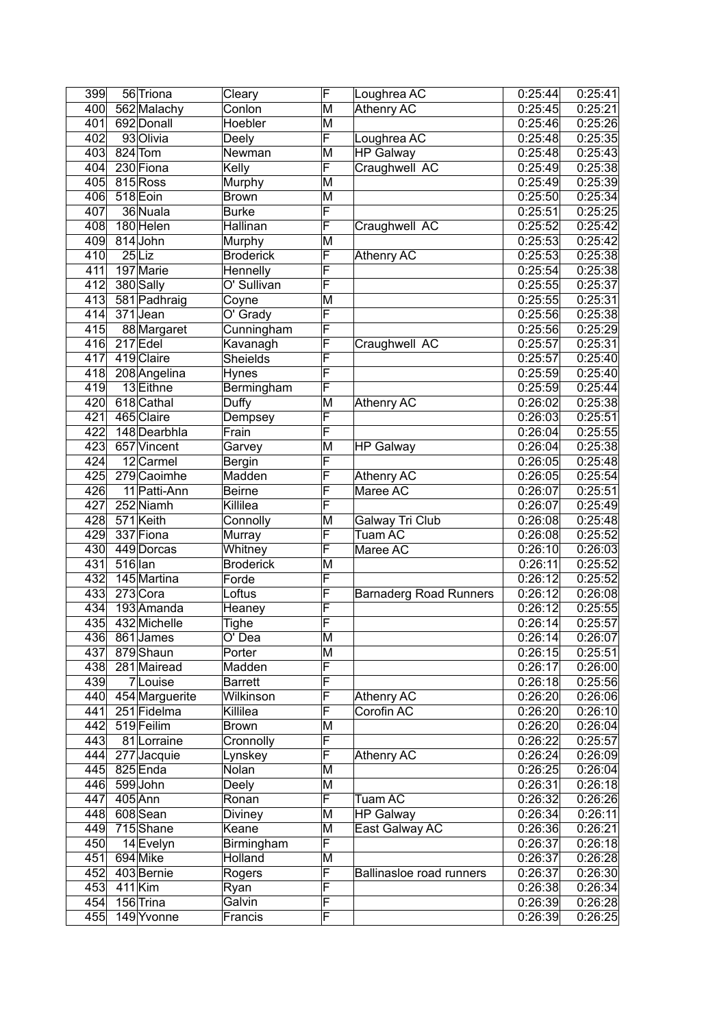| 399 | 56 | Triona | Cleary | F | Loughrea AC | 0:25:44 | 0:25:41 |
|---|---|---|---|---|---|---|---|
| 400 | 562 | Malachy | Conlon | M | Athenry AC | 0:25:45 | 0:25:21 |
| 401 | 692 | Donall | Hoebler | M | | 0:25:46 | 0:25:26 |
| 402 | 93 | Olivia | Deely | F | Loughrea AC | 0:25:48 | 0:25:35 |
| 403 | 824 | Tom | Newman | M | HP Galway | 0:25:48 | 0:25:43 |
| 404 | 230 | Fiona | Kelly | F | Craughwell AC | 0:25:49 | 0:25:38 |
| 405 | 815 | Ross | Murphy | M | | 0:25:49 | 0:25:39 |
| 406 | 518 | Eoin | Brown | M | | 0:25:50 | 0:25:34 |
| 407 | 36 | Nuala | Burke | F | | 0:25:51 | 0:25:25 |
| 408 | 180 | Helen | Hallinan | F | Craughwell AC | 0:25:52 | 0:25:42 |
| 409 | 814 | John | Murphy | M | | 0:25:53 | 0:25:42 |
| 410 | 25 | Liz | Broderick | F | Athenry AC | 0:25:53 | 0:25:38 |
| 411 | 197 | Marie | Hennelly | F | | 0:25:54 | 0:25:38 |
| 412 | 380 | Sally | O' Sullivan | F | | 0:25:55 | 0:25:37 |
| 413 | 581 | Padhraig | Coyne | M | | 0:25:55 | 0:25:31 |
| 414 | 371 | Jean | O' Grady | F | | 0:25:56 | 0:25:38 |
| 415 | 88 | Margaret | Cunningham | F | | 0:25:56 | 0:25:29 |
| 416 | 217 | Edel | Kavanagh | F | Craughwell AC | 0:25:57 | 0:25:31 |
| 417 | 419 | Claire | Sheields | F | | 0:25:57 | 0:25:40 |
| 418 | 208 | Angelina | Hynes | F | | 0:25:59 | 0:25:40 |
| 419 | 13 | Eithne | Bermingham | F | | 0:25:59 | 0:25:44 |
| 420 | 618 | Cathal | Duffy | M | Athenry AC | 0:26:02 | 0:25:38 |
| 421 | 465 | Claire | Dempsey | F | | 0:26:03 | 0:25:51 |
| 422 | 148 | Dearbhla | Frain | F | | 0:26:04 | 0:25:55 |
| 423 | 657 | Vincent | Garvey | M | HP Galway | 0:26:04 | 0:25:38 |
| 424 | 12 | Carmel | Bergin | F | | 0:26:05 | 0:25:48 |
| 425 | 279 | Caoimhe | Madden | F | Athenry AC | 0:26:05 | 0:25:54 |
| 426 | 11 | Patti-Ann | Beirne | F | Maree AC | 0:26:07 | 0:25:51 |
| 427 | 252 | Niamh | Killilea | F | | 0:26:07 | 0:25:49 |
| 428 | 571 | Keith | Connolly | M | Galway Tri Club | 0:26:08 | 0:25:48 |
| 429 | 337 | Fiona | Murray | F | Tuam AC | 0:26:08 | 0:25:52 |
| 430 | 449 | Dorcas | Whitney | F | Maree AC | 0:26:10 | 0:26:03 |
| 431 | 516 | Ian | Broderick | M | | 0:26:11 | 0:25:52 |
| 432 | 145 | Martina | Forde | F | | 0:26:12 | 0:25:52 |
| 433 | 273 | Cora | Loftus | F | Barnaderg Road Runners | 0:26:12 | 0:26:08 |
| 434 | 193 | Amanda | Heaney | F | | 0:26:12 | 0:25:55 |
| 435 | 432 | Michelle | Tighe | F | | 0:26:14 | 0:25:57 |
| 436 | 861 | James | O' Dea | M | | 0:26:14 | 0:26:07 |
| 437 | 879 | Shaun | Porter | M | | 0:26:15 | 0:25:51 |
| 438 | 281 | Mairead | Madden | F | | 0:26:17 | 0:26:00 |
| 439 | 7 | Louise | Barrett | F | | 0:26:18 | 0:25:56 |
| 440 | 454 | Marguerite | Wilkinson | F | Athenry AC | 0:26:20 | 0:26:06 |
| 441 | 251 | Fidelma | Killilea | F | Corofin AC | 0:26:20 | 0:26:10 |
| 442 | 519 | Feilim | Brown | M | | 0:26:20 | 0:26:04 |
| 443 | 81 | Lorraine | Cronnolly | F | | 0:26:22 | 0:25:57 |
| 444 | 277 | Jacquie | Lynskey | F | Athenry AC | 0:26:24 | 0:26:09 |
| 445 | 825 | Enda | Nolan | M | | 0:26:25 | 0:26:04 |
| 446 | 599 | John | Deely | M | | 0:26:31 | 0:26:18 |
| 447 | 405 | Ann | Ronan | F | Tuam AC | 0:26:32 | 0:26:26 |
| 448 | 608 | Sean | Diviney | M | HP Galway | 0:26:34 | 0:26:11 |
| 449 | 715 | Shane | Keane | M | East Galway AC | 0:26:36 | 0:26:21 |
| 450 | 14 | Evelyn | Birmingham | F | | 0:26:37 | 0:26:18 |
| 451 | 694 | Mike | Holland | M | | 0:26:37 | 0:26:28 |
| 452 | 403 | Bernie | Rogers | F | Ballinasloe road runners | 0:26:37 | 0:26:30 |
| 453 | 411 | Kim | Ryan | F | | 0:26:38 | 0:26:34 |
| 454 | 156 | Trina | Galvin | F | | 0:26:39 | 0:26:28 |
| 455 | 149 | Yvonne | Francis | F | | 0:26:39 | 0:26:25 |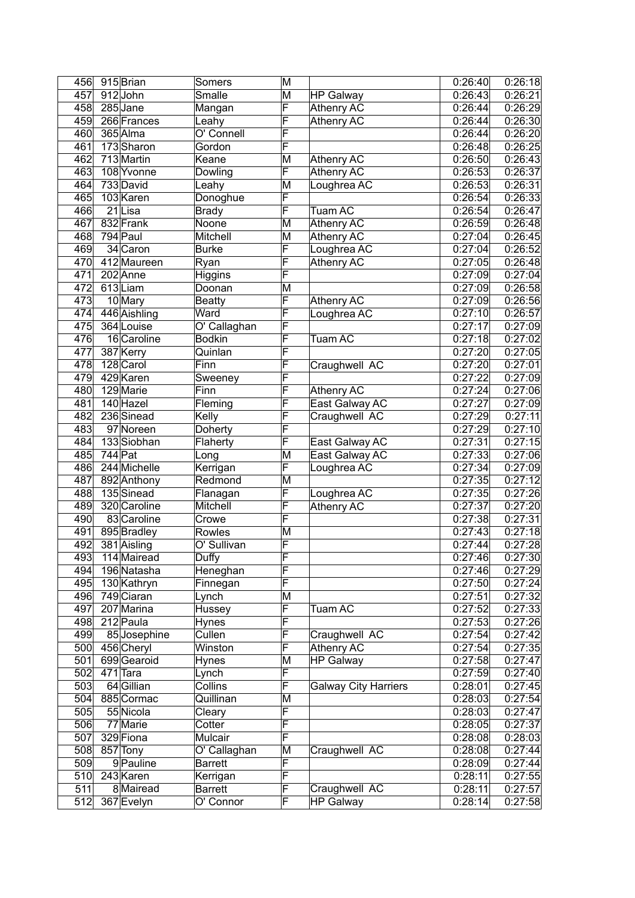| | | | | | | | |
|---|---|---|---|---|---|---|---|
| 456 | 915 | Brian | Somers | M | | 0:26:40 | 0:26:18 |
| 457 | 912 | John | Smalle | M | HP Galway | 0:26:43 | 0:26:21 |
| 458 | 285 | Jane | Mangan | F | Athenry AC | 0:26:44 | 0:26:29 |
| 459 | 266 | Frances | Leahy | F | Athenry AC | 0:26:44 | 0:26:30 |
| 460 | 365 | Alma | O' Connell | F | | 0:26:44 | 0:26:20 |
| 461 | 173 | Sharon | Gordon | F | | 0:26:48 | 0:26:25 |
| 462 | 713 | Martin | Keane | M | Athenry AC | 0:26:50 | 0:26:43 |
| 463 | 108 | Yvonne | Dowling | F | Athenry AC | 0:26:53 | 0:26:37 |
| 464 | 733 | David | Leahy | M | Loughrea AC | 0:26:53 | 0:26:31 |
| 465 | 103 | Karen | Donoghue | F | | 0:26:54 | 0:26:33 |
| 466 | 21 | Lisa | Brady | F | Tuam AC | 0:26:54 | 0:26:47 |
| 467 | 832 | Frank | Noone | M | Athenry AC | 0:26:59 | 0:26:48 |
| 468 | 794 | Paul | Mitchell | M | Athenry AC | 0:27:04 | 0:26:45 |
| 469 | 34 | Caron | Burke | F | Loughrea AC | 0:27:04 | 0:26:52 |
| 470 | 412 | Maureen | Ryan | F | Athenry AC | 0:27:05 | 0:26:48 |
| 471 | 202 | Anne | Higgins | F | | 0:27:09 | 0:27:04 |
| 472 | 613 | Liam | Doonan | M | | 0:27:09 | 0:26:58 |
| 473 | 10 | Mary | Beatty | F | Athenry AC | 0:27:09 | 0:26:56 |
| 474 | 446 | Aishling | Ward | F | Loughrea AC | 0:27:10 | 0:26:57 |
| 475 | 364 | Louise | O' Callaghan | F | | 0:27:17 | 0:27:09 |
| 476 | 16 | Caroline | Bodkin | F | Tuam AC | 0:27:18 | 0:27:02 |
| 477 | 387 | Kerry | Quinlan | F | | 0:27:20 | 0:27:05 |
| 478 | 128 | Carol | Finn | F | Craughwell AC | 0:27:20 | 0:27:01 |
| 479 | 429 | Karen | Sweeney | F | | 0:27:22 | 0:27:09 |
| 480 | 129 | Marie | Finn | F | Athenry AC | 0:27:24 | 0:27:06 |
| 481 | 140 | Hazel | Fleming | F | East Galway AC | 0:27:27 | 0:27:09 |
| 482 | 236 | Sinead | Kelly | F | Craughwell AC | 0:27:29 | 0:27:11 |
| 483 | 97 | Noreen | Doherty | F | | 0:27:29 | 0:27:10 |
| 484 | 133 | Siobhan | Flaherty | F | East Galway AC | 0:27:31 | 0:27:15 |
| 485 | 744 | Pat | Long | M | East Galway AC | 0:27:33 | 0:27:06 |
| 486 | 244 | Michelle | Kerrigan | F | Loughrea AC | 0:27:34 | 0:27:09 |
| 487 | 892 | Anthony | Redmond | M | | 0:27:35 | 0:27:12 |
| 488 | 135 | Sinead | Flanagan | F | Loughrea AC | 0:27:35 | 0:27:26 |
| 489 | 320 | Caroline | Mitchell | F | Athenry AC | 0:27:37 | 0:27:20 |
| 490 | 83 | Caroline | Crowe | F | | 0:27:38 | 0:27:31 |
| 491 | 895 | Bradley | Rowles | M | | 0:27:43 | 0:27:18 |
| 492 | 381 | Aisling | O' Sullivan | F | | 0:27:44 | 0:27:28 |
| 493 | 114 | Mairead | Duffy | F | | 0:27:46 | 0:27:30 |
| 494 | 196 | Natasha | Heneghan | F | | 0:27:46 | 0:27:29 |
| 495 | 130 | Kathryn | Finnegan | F | | 0:27:50 | 0:27:24 |
| 496 | 749 | Ciaran | Lynch | M | | 0:27:51 | 0:27:32 |
| 497 | 207 | Marina | Hussey | F | Tuam AC | 0:27:52 | 0:27:33 |
| 498 | 212 | Paula | Hynes | F | | 0:27:53 | 0:27:26 |
| 499 | 85 | Josephine | Cullen | F | Craughwell AC | 0:27:54 | 0:27:42 |
| 500 | 456 | Cheryl | Winston | F | Athenry AC | 0:27:54 | 0:27:35 |
| 501 | 699 | Gearoid | Hynes | M | HP Galway | 0:27:58 | 0:27:47 |
| 502 | 471 | Tara | Lynch | F | | 0:27:59 | 0:27:40 |
| 503 | 64 | Gillian | Collins | F | Galway City Harriers | 0:28:01 | 0:27:45 |
| 504 | 885 | Cormac | Quillinan | M | | 0:28:03 | 0:27:54 |
| 505 | 55 | Nicola | Cleary | F | | 0:28:03 | 0:27:47 |
| 506 | 77 | Marie | Cotter | F | | 0:28:05 | 0:27:37 |
| 507 | 329 | Fiona | Mulcair | F | | 0:28:08 | 0:28:03 |
| 508 | 857 | Tony | O' Callaghan | M | Craughwell AC | 0:28:08 | 0:27:44 |
| 509 | 9 | Pauline | Barrett | F | | 0:28:09 | 0:27:44 |
| 510 | 243 | Karen | Kerrigan | F | | 0:28:11 | 0:27:55 |
| 511 | 8 | Mairead | Barrett | F | Craughwell AC | 0:28:11 | 0:27:57 |
| 512 | 367 | Evelyn | O' Connor | F | HP Galway | 0:28:14 | 0:27:58 |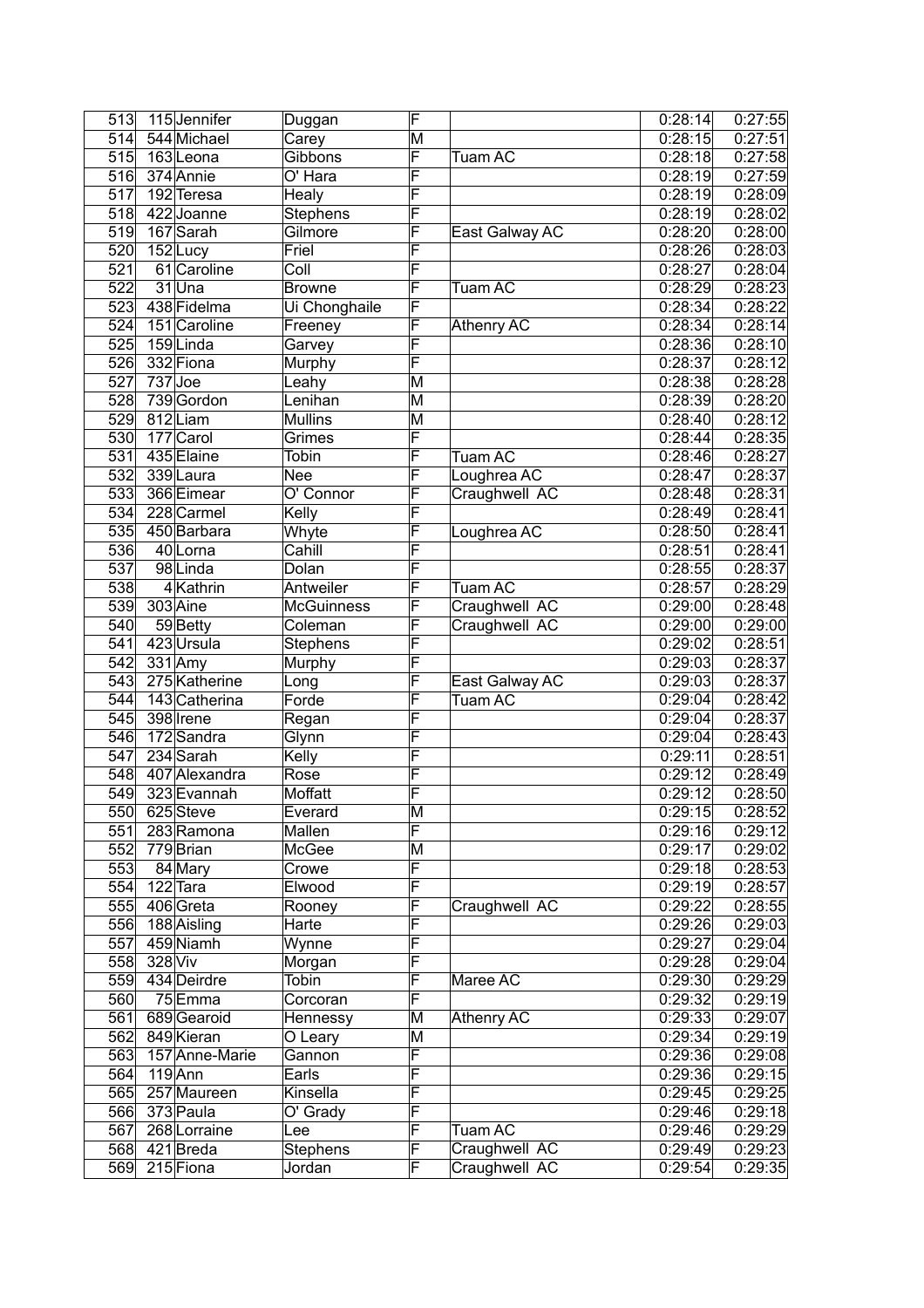| 513 | 115 | Jennifer | Duggan | F | | 0:28:14 | 0:27:55 |
|---|---|---|---|---|---|---|---|
| 514 | 544 | Michael | Carey | M | | 0:28:15 | 0:27:51 |
| 515 | 163 | Leona | Gibbons | F | Tuam AC | 0:28:18 | 0:27:58 |
| 516 | 374 | Annie | O' Hara | F | | 0:28:19 | 0:27:59 |
| 517 | 192 | Teresa | Healy | F | | 0:28:19 | 0:28:09 |
| 518 | 422 | Joanne | Stephens | F | | 0:28:19 | 0:28:02 |
| 519 | 167 | Sarah | Gilmore | F | East Galway AC | 0:28:20 | 0:28:00 |
| 520 | 152 | Lucy | Friel | F | | 0:28:26 | 0:28:03 |
| 521 | 61 | Caroline | Coll | F | | 0:28:27 | 0:28:04 |
| 522 | 31 | Una | Browne | F | Tuam AC | 0:28:29 | 0:28:23 |
| 523 | 438 | Fidelma | Ui Chonghaile | F | | 0:28:34 | 0:28:22 |
| 524 | 151 | Caroline | Freeney | F | Athenry AC | 0:28:34 | 0:28:14 |
| 525 | 159 | Linda | Garvey | F | | 0:28:36 | 0:28:10 |
| 526 | 332 | Fiona | Murphy | F | | 0:28:37 | 0:28:12 |
| 527 | 737 | Joe | Leahy | M | | 0:28:38 | 0:28:28 |
| 528 | 739 | Gordon | Lenihan | M | | 0:28:39 | 0:28:20 |
| 529 | 812 | Liam | Mullins | M | | 0:28:40 | 0:28:12 |
| 530 | 177 | Carol | Grimes | F | | 0:28:44 | 0:28:35 |
| 531 | 435 | Elaine | Tobin | F | Tuam AC | 0:28:46 | 0:28:27 |
| 532 | 339 | Laura | Nee | F | Loughrea AC | 0:28:47 | 0:28:37 |
| 533 | 366 | Eimear | O' Connor | F | Craughwell AC | 0:28:48 | 0:28:31 |
| 534 | 228 | Carmel | Kelly | F | | 0:28:49 | 0:28:41 |
| 535 | 450 | Barbara | Whyte | F | Loughrea AC | 0:28:50 | 0:28:41 |
| 536 | 40 | Lorna | Cahill | F | | 0:28:51 | 0:28:41 |
| 537 | 98 | Linda | Dolan | F | | 0:28:55 | 0:28:37 |
| 538 | 4 | Kathrin | Antweiler | F | Tuam AC | 0:28:57 | 0:28:29 |
| 539 | 303 | Aine | McGuinness | F | Craughwell AC | 0:29:00 | 0:28:48 |
| 540 | 59 | Betty | Coleman | F | Craughwell AC | 0:29:00 | 0:29:00 |
| 541 | 423 | Ursula | Stephens | F | | 0:29:02 | 0:28:51 |
| 542 | 331 | Amy | Murphy | F | | 0:29:03 | 0:28:37 |
| 543 | 275 | Katherine | Long | F | East Galway AC | 0:29:03 | 0:28:37 |
| 544 | 143 | Catherina | Forde | F | Tuam AC | 0:29:04 | 0:28:42 |
| 545 | 398 | Irene | Regan | F | | 0:29:04 | 0:28:37 |
| 546 | 172 | Sandra | Glynn | F | | 0:29:04 | 0:28:43 |
| 547 | 234 | Sarah | Kelly | F | | 0:29:11 | 0:28:51 |
| 548 | 407 | Alexandra | Rose | F | | 0:29:12 | 0:28:49 |
| 549 | 323 | Evannah | Moffatt | F | | 0:29:12 | 0:28:50 |
| 550 | 625 | Steve | Everard | M | | 0:29:15 | 0:28:52 |
| 551 | 283 | Ramona | Mallen | F | | 0:29:16 | 0:29:12 |
| 552 | 779 | Brian | McGee | M | | 0:29:17 | 0:29:02 |
| 553 | 84 | Mary | Crowe | F | | 0:29:18 | 0:28:53 |
| 554 | 122 | Tara | Elwood | F | | 0:29:19 | 0:28:57 |
| 555 | 406 | Greta | Rooney | F | Craughwell AC | 0:29:22 | 0:28:55 |
| 556 | 188 | Aisling | Harte | F | | 0:29:26 | 0:29:03 |
| 557 | 459 | Niamh | Wynne | F | | 0:29:27 | 0:29:04 |
| 558 | 328 | Viv | Morgan | F | | 0:29:28 | 0:29:04 |
| 559 | 434 | Deirdre | Tobin | F | Maree AC | 0:29:30 | 0:29:29 |
| 560 | 75 | Emma | Corcoran | F | | 0:29:32 | 0:29:19 |
| 561 | 689 | Gearoid | Hennessy | M | Athenry AC | 0:29:33 | 0:29:07 |
| 562 | 849 | Kieran | O Leary | M | | 0:29:34 | 0:29:19 |
| 563 | 157 | Anne-Marie | Gannon | F | | 0:29:36 | 0:29:08 |
| 564 | 119 | Ann | Earls | F | | 0:29:36 | 0:29:15 |
| 565 | 257 | Maureen | Kinsella | F | | 0:29:45 | 0:29:25 |
| 566 | 373 | Paula | O' Grady | F | | 0:29:46 | 0:29:18 |
| 567 | 268 | Lorraine | Lee | F | Tuam AC | 0:29:46 | 0:29:29 |
| 568 | 421 | Breda | Stephens | F | Craughwell AC | 0:29:49 | 0:29:23 |
| 569 | 215 | Fiona | Jordan | F | Craughwell AC | 0:29:54 | 0:29:35 |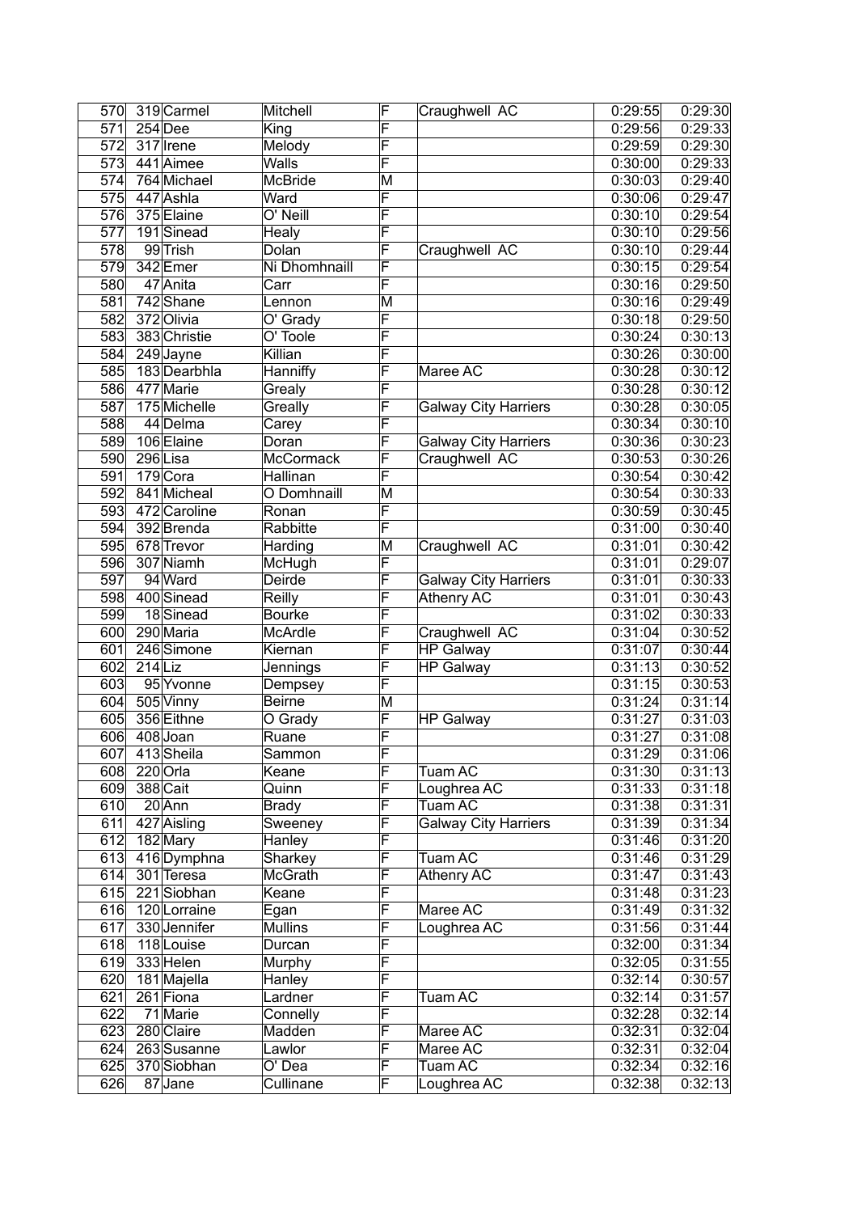| | | | | | | | |
|---|---|---|---|---|---|---|---|
| 570 | 319 | Carmel | Mitchell | F | Craughwell AC | 0:29:55 | 0:29:30 |
| 571 | 254 | Dee | King | F | | 0:29:56 | 0:29:33 |
| 572 | 317 | Irene | Melody | F | | 0:29:59 | 0:29:30 |
| 573 | 441 | Aimee | Walls | F | | 0:30:00 | 0:29:33 |
| 574 | 764 | Michael | McBride | M | | 0:30:03 | 0:29:40 |
| 575 | 447 | Ashla | Ward | F | | 0:30:06 | 0:29:47 |
| 576 | 375 | Elaine | O' Neill | F | | 0:30:10 | 0:29:54 |
| 577 | 191 | Sinead | Healy | F | | 0:30:10 | 0:29:56 |
| 578 | 99 | Trish | Dolan | F | Craughwell AC | 0:30:10 | 0:29:44 |
| 579 | 342 | Emer | Ni Dhomhnaill | F | | 0:30:15 | 0:29:54 |
| 580 | 47 | Anita | Carr | F | | 0:30:16 | 0:29:50 |
| 581 | 742 | Shane | Lennon | M | | 0:30:16 | 0:29:49 |
| 582 | 372 | Olivia | O' Grady | F | | 0:30:18 | 0:29:50 |
| 583 | 383 | Christie | O' Toole | F | | 0:30:24 | 0:30:13 |
| 584 | 249 | Jayne | Killian | F | | 0:30:26 | 0:30:00 |
| 585 | 183 | Dearbhla | Hanniffy | F | Maree AC | 0:30:28 | 0:30:12 |
| 586 | 477 | Marie | Grealy | F | | 0:30:28 | 0:30:12 |
| 587 | 175 | Michelle | Greally | F | Galway City Harriers | 0:30:28 | 0:30:05 |
| 588 | 44 | Delma | Carey | F | | 0:30:34 | 0:30:10 |
| 589 | 106 | Elaine | Doran | F | Galway City Harriers | 0:30:36 | 0:30:23 |
| 590 | 296 | Lisa | McCormack | F | Craughwell AC | 0:30:53 | 0:30:26 |
| 591 | 179 | Cora | Hallinan | F | | 0:30:54 | 0:30:42 |
| 592 | 841 | Micheal | O Domhnaill | M | | 0:30:54 | 0:30:33 |
| 593 | 472 | Caroline | Ronan | F | | 0:30:59 | 0:30:45 |
| 594 | 392 | Brenda | Rabbitte | F | | 0:31:00 | 0:30:40 |
| 595 | 678 | Trevor | Harding | M | Craughwell AC | 0:31:01 | 0:30:42 |
| 596 | 307 | Niamh | McHugh | F | | 0:31:01 | 0:29:07 |
| 597 | 94 | Ward | Deirde | F | Galway City Harriers | 0:31:01 | 0:30:33 |
| 598 | 400 | Sinead | Reilly | F | Athenry AC | 0:31:01 | 0:30:43 |
| 599 | 18 | Sinead | Bourke | F | | 0:31:02 | 0:30:33 |
| 600 | 290 | Maria | McArdle | F | Craughwell AC | 0:31:04 | 0:30:52 |
| 601 | 246 | Simone | Kiernan | F | HP Galway | 0:31:07 | 0:30:44 |
| 602 | 214 | Liz | Jennings | F | HP Galway | 0:31:13 | 0:30:52 |
| 603 | 95 | Yvonne | Dempsey | F | | 0:31:15 | 0:30:53 |
| 604 | 505 | Vinny | Beirne | M | | 0:31:24 | 0:31:14 |
| 605 | 356 | Eithne | O Grady | F | HP Galway | 0:31:27 | 0:31:03 |
| 606 | 408 | Joan | Ruane | F | | 0:31:27 | 0:31:08 |
| 607 | 413 | Sheila | Sammon | F | | 0:31:29 | 0:31:06 |
| 608 | 220 | Orla | Keane | F | Tuam AC | 0:31:30 | 0:31:13 |
| 609 | 388 | Cait | Quinn | F | Loughrea AC | 0:31:33 | 0:31:18 |
| 610 | 20 | Ann | Brady | F | Tuam AC | 0:31:38 | 0:31:31 |
| 611 | 427 | Aisling | Sweeney | F | Galway City Harriers | 0:31:39 | 0:31:34 |
| 612 | 182 | Mary | Hanley | F | | 0:31:46 | 0:31:20 |
| 613 | 416 | Dymphna | Sharkey | F | Tuam AC | 0:31:46 | 0:31:29 |
| 614 | 301 | Teresa | McGrath | F | Athenry AC | 0:31:47 | 0:31:43 |
| 615 | 221 | Siobhan | Keane | F | | 0:31:48 | 0:31:23 |
| 616 | 120 | Lorraine | Egan | F | Maree AC | 0:31:49 | 0:31:32 |
| 617 | 330 | Jennifer | Mullins | F | Loughrea AC | 0:31:56 | 0:31:44 |
| 618 | 118 | Louise | Durcan | F | | 0:32:00 | 0:31:34 |
| 619 | 333 | Helen | Murphy | F | | 0:32:05 | 0:31:55 |
| 620 | 181 | Majella | Hanley | F | | 0:32:14 | 0:30:57 |
| 621 | 261 | Fiona | Lardner | F | Tuam AC | 0:32:14 | 0:31:57 |
| 622 | 71 | Marie | Connelly | F | | 0:32:28 | 0:32:14 |
| 623 | 280 | Claire | Madden | F | Maree AC | 0:32:31 | 0:32:04 |
| 624 | 263 | Susanne | Lawlor | F | Maree AC | 0:32:31 | 0:32:04 |
| 625 | 370 | Siobhan | O' Dea | F | Tuam AC | 0:32:34 | 0:32:16 |
| 626 | 87 | Jane | Cullinane | F | Loughrea AC | 0:32:38 | 0:32:13 |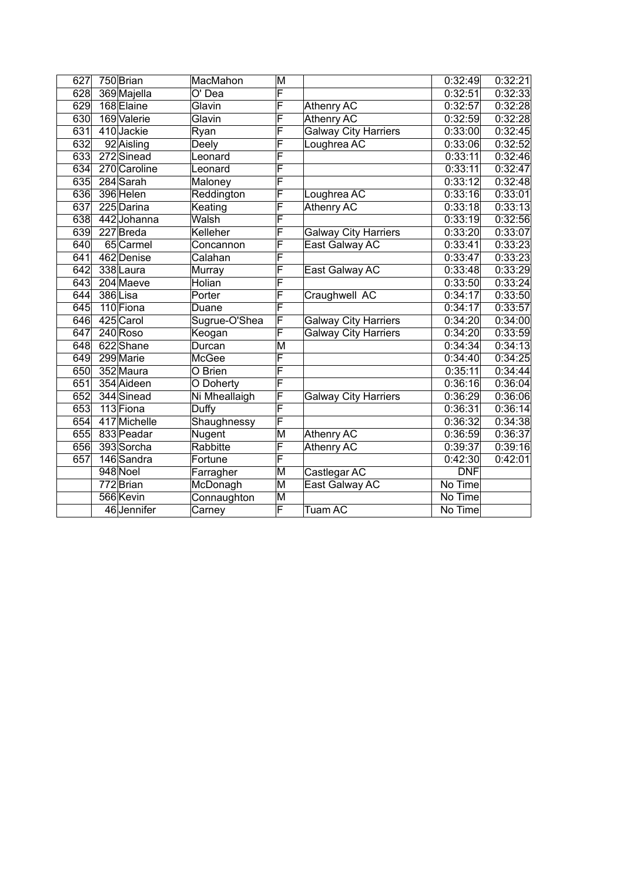| | | | | | | | |
|---|---|---|---|---|---|---|---|
| 627 | 750 | Brian | MacMahon | M | | 0:32:49 | 0:32:21 |
| 628 | 369 | Majella | O' Dea | F | | 0:32:51 | 0:32:33 |
| 629 | 168 | Elaine | Glavin | F | Athenry AC | 0:32:57 | 0:32:28 |
| 630 | 169 | Valerie | Glavin | F | Athenry AC | 0:32:59 | 0:32:28 |
| 631 | 410 | Jackie | Ryan | F | Galway City Harriers | 0:33:00 | 0:32:45 |
| 632 | 92 | Aisling | Deely | F | Loughrea AC | 0:33:06 | 0:32:52 |
| 633 | 272 | Sinead | Leonard | F | | 0:33:11 | 0:32:46 |
| 634 | 270 | Caroline | Leonard | F | | 0:33:11 | 0:32:47 |
| 635 | 284 | Sarah | Maloney | F | | 0:33:12 | 0:32:48 |
| 636 | 396 | Helen | Reddington | F | Loughrea AC | 0:33:16 | 0:33:01 |
| 637 | 225 | Darina | Keating | F | Athenry AC | 0:33:18 | 0:33:13 |
| 638 | 442 | Johanna | Walsh | F | | 0:33:19 | 0:32:56 |
| 639 | 227 | Breda | Kelleher | F | Galway City Harriers | 0:33:20 | 0:33:07 |
| 640 | 65 | Carmel | Concannon | F | East Galway AC | 0:33:41 | 0:33:23 |
| 641 | 462 | Denise | Calahan | F | | 0:33:47 | 0:33:23 |
| 642 | 338 | Laura | Murray | F | East Galway AC | 0:33:48 | 0:33:29 |
| 643 | 204 | Maeve | Holian | F | | 0:33:50 | 0:33:24 |
| 644 | 386 | Lisa | Porter | F | Craughwell AC | 0:34:17 | 0:33:50 |
| 645 | 110 | Fiona | Duane | F | | 0:34:17 | 0:33:57 |
| 646 | 425 | Carol | Sugrue-O'Shea | F | Galway City Harriers | 0:34:20 | 0:34:00 |
| 647 | 240 | Roso | Keogan | F | Galway City Harriers | 0:34:20 | 0:33:59 |
| 648 | 622 | Shane | Durcan | M | | 0:34:34 | 0:34:13 |
| 649 | 299 | Marie | McGee | F | | 0:34:40 | 0:34:25 |
| 650 | 352 | Maura | O Brien | F | | 0:35:11 | 0:34:44 |
| 651 | 354 | Aideen | O Doherty | F | | 0:36:16 | 0:36:04 |
| 652 | 344 | Sinead | Ni Mheallaigh | F | Galway City Harriers | 0:36:29 | 0:36:06 |
| 653 | 113 | Fiona | Duffy | F | | 0:36:31 | 0:36:14 |
| 654 | 417 | Michelle | Shaughnessy | F | | 0:36:32 | 0:34:38 |
| 655 | 833 | Peadar | Nugent | M | Athenry AC | 0:36:59 | 0:36:37 |
| 656 | 393 | Sorcha | Rabbitte | F | Athenry AC | 0:39:37 | 0:39:16 |
| 657 | 146 | Sandra | Fortune | F | | 0:42:30 | 0:42:01 |
| | 948 | Noel | Farragher | M | Castlegar AC | DNF | |
| | 772 | Brian | McDonagh | M | East Galway AC | No Time | |
| | 566 | Kevin | Connaughton | M | | No Time | |
| | 46 | Jennifer | Carney | F | Tuam AC | No Time | |